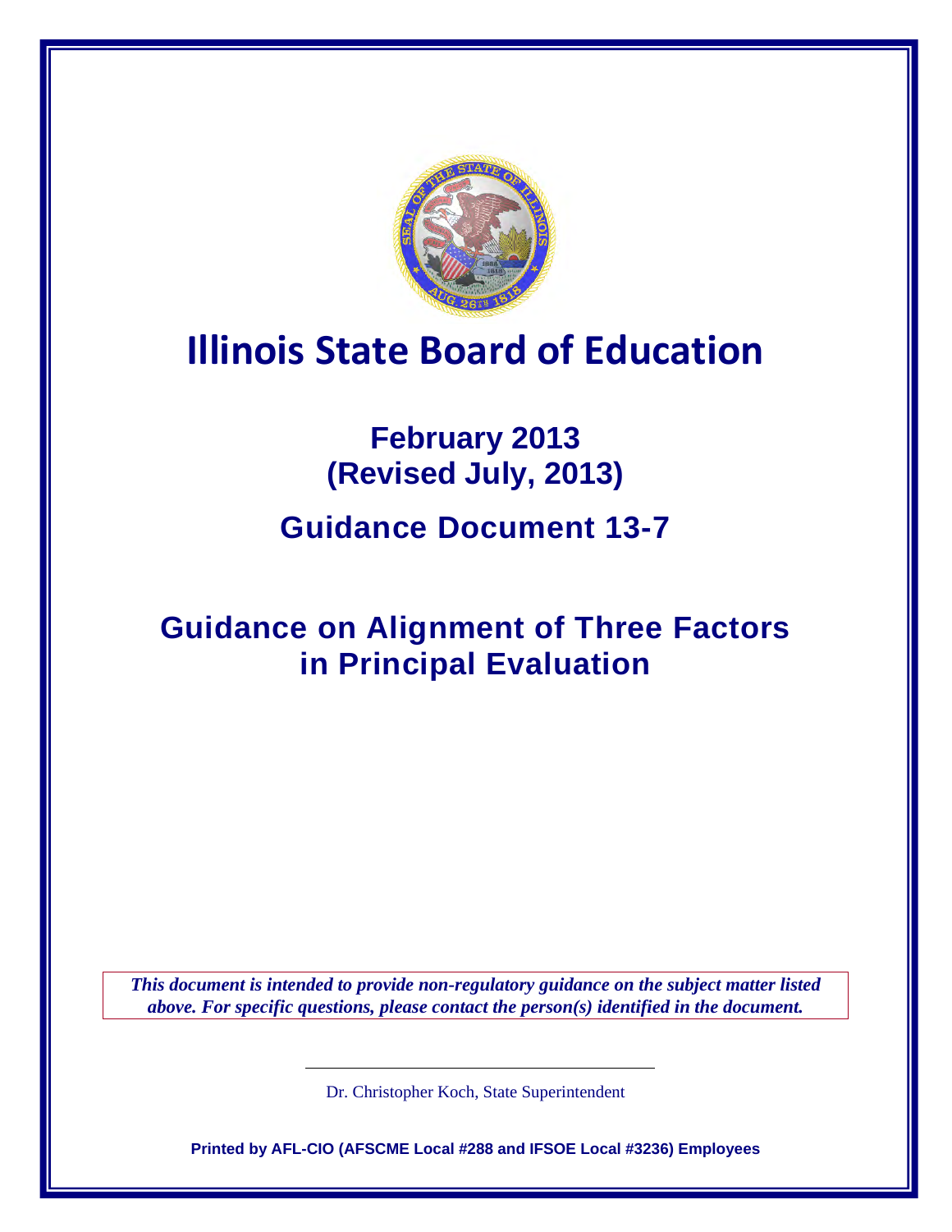# Illinois State Board of Education

## February 2013
## (Revised July, 2013)

## Guidance Document 13-7

## Guidance on Alignment of Three Factors in Principal Evaluation

***This document is intended to provide non-regulatory guidance on the subject matter listed above. For specific questions, please contact the person(s) identified in the document.***

Dr. Christopher Koch, State Superintendent

**Printed by AFL-CIO (AFSCME Local #288 and IFSOE Local #3236) Employees**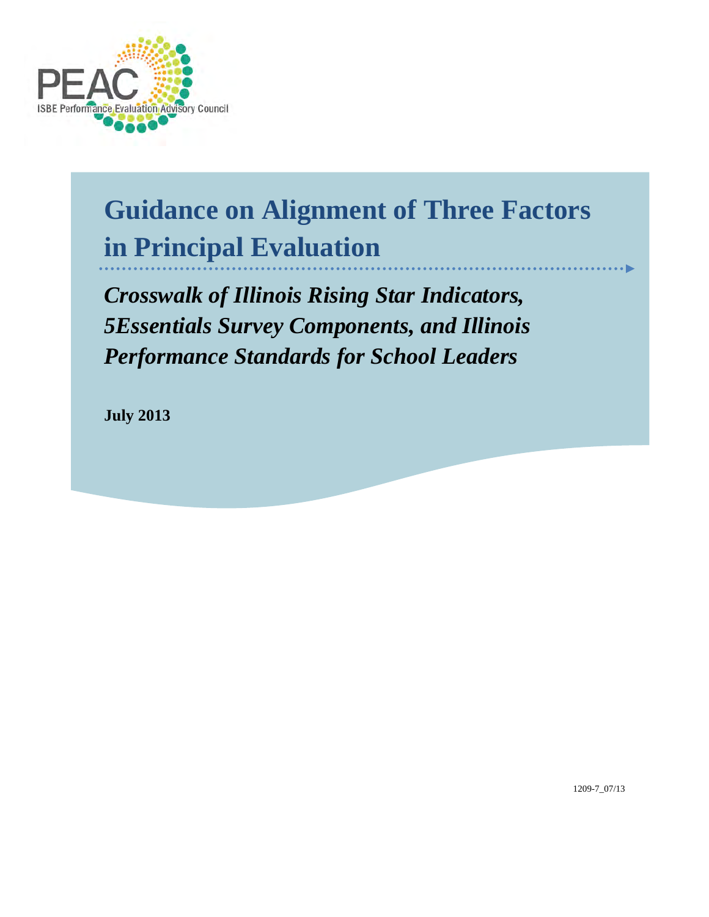PEAC

ISBE Performance Evaluation Advisory Council

# Guidance on Alignment of Three Factors in Principal Evaluation

## *Crosswalk of Illinois Rising Star Indicators, 5Essentials Survey Components, and Illinois Performance Standards for School Leaders*

**July 2013**

1209-7_07/13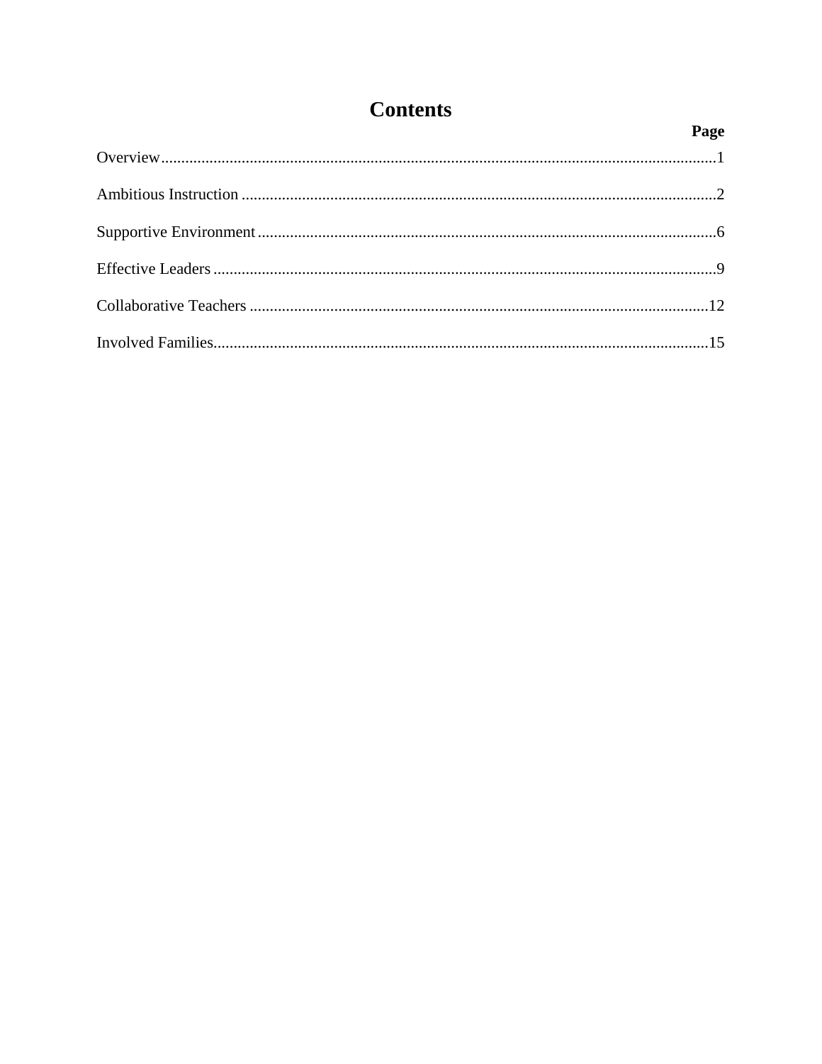# Contents

| | Page |
|---|---|
| Overview | 1 |
| Ambitious Instruction | 2 |
| Supportive Environment | 6 |
| Effective Leaders | 9 |
| Collaborative Teachers | 12 |
| Involved Families | 15 |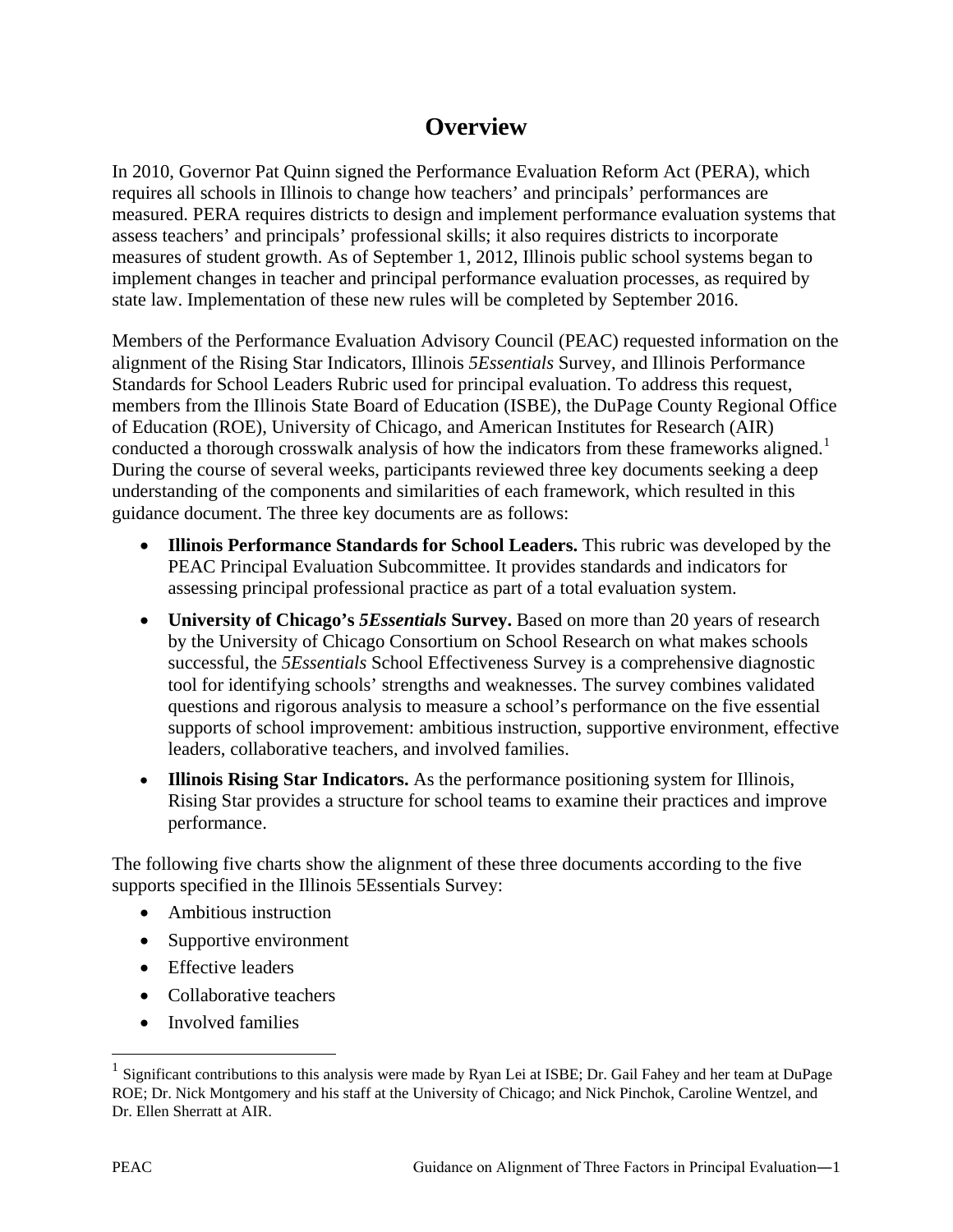# Overview

In 2010, Governor Pat Quinn signed the Performance Evaluation Reform Act (PERA), which requires all schools in Illinois to change how teachers' and principals' performances are measured. PERA requires districts to design and implement performance evaluation systems that assess teachers' and principals' professional skills; it also requires districts to incorporate measures of student growth. As of September 1, 2012, Illinois public school systems began to implement changes in teacher and principal performance evaluation processes, as required by state law. Implementation of these new rules will be completed by September 2016.

Members of the Performance Evaluation Advisory Council (PEAC) requested information on the alignment of the Rising Star Indicators, Illinois *5Essentials* Survey, and Illinois Performance Standards for School Leaders Rubric used for principal evaluation. To address this request, members from the Illinois State Board of Education (ISBE), the DuPage County Regional Office of Education (ROE), University of Chicago, and American Institutes for Research (AIR) conducted a thorough crosswalk analysis of how the indicators from these frameworks aligned.[1] During the course of several weeks, participants reviewed three key documents seeking a deep understanding of the components and similarities of each framework, which resulted in this guidance document. The three key documents are as follows:

- **Illinois Performance Standards for School Leaders.** This rubric was developed by the PEAC Principal Evaluation Subcommittee. It provides standards and indicators for assessing principal professional practice as part of a total evaluation system.
- **University of Chicago's *5Essentials* Survey.** Based on more than 20 years of research by the University of Chicago Consortium on School Research on what makes schools successful, the *5Essentials* School Effectiveness Survey is a comprehensive diagnostic tool for identifying schools' strengths and weaknesses. The survey combines validated questions and rigorous analysis to measure a school's performance on the five essential supports of school improvement: ambitious instruction, supportive environment, effective leaders, collaborative teachers, and involved families.
- **Illinois Rising Star Indicators.** As the performance positioning system for Illinois, Rising Star provides a structure for school teams to examine their practices and improve performance.

The following five charts show the alignment of these three documents according to the five supports specified in the Illinois 5Essentials Survey:

- Ambitious instruction
- Supportive environment
- Effective leaders
- Collaborative teachers
- Involved families

[1] Significant contributions to this analysis were made by Ryan Lei at ISBE; Dr. Gail Fahey and her team at DuPage ROE; Dr. Nick Montgomery and his staff at the University of Chicago; and Nick Pinchok, Caroline Wentzel, and Dr. Ellen Sherratt at AIR.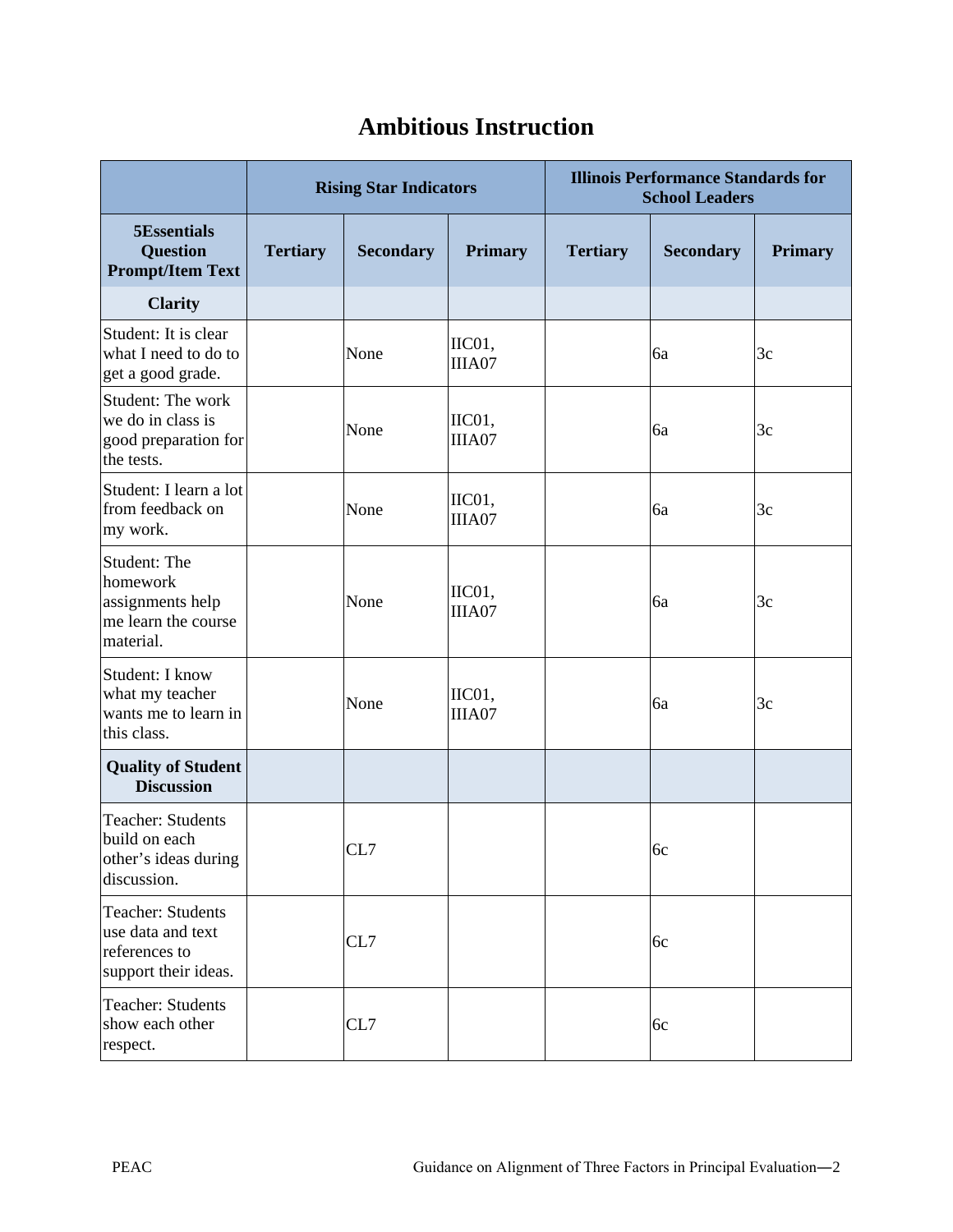# Ambitious Instruction

| | Rising Star Indicators | | | Illinois Performance Standards for School Leaders | | |
|---|---|---|---|---|---|---|
| **5Essentials Question Prompt/Item Text** | **Tertiary** | **Secondary** | **Primary** | **Tertiary** | **Secondary** | **Primary** |
| **Clarity** | | | | | | |
| Student: It is clear what I need to do to get a good grade. | | None | IIC01, IIIA07 | | 6a | 3c |
| Student: The work we do in class is good preparation for the tests. | | None | IIC01, IIIA07 | | 6a | 3c |
| Student: I learn a lot from feedback on my work. | | None | IIC01, IIIA07 | | 6a | 3c |
| Student: The homework assignments help me learn the course material. | | None | IIC01, IIIA07 | | 6a | 3c |
| Student: I know what my teacher wants me to learn in this class. | | None | IIC01, IIIA07 | | 6a | 3c |
| **Quality of Student Discussion** | | | | | | |
| Teacher: Students build on each other's ideas during discussion. | | CL7 | | | 6c | |
| Teacher: Students use data and text references to support their ideas. | | CL7 | | | 6c | |
| Teacher: Students show each other respect. | | CL7 | | | 6c | |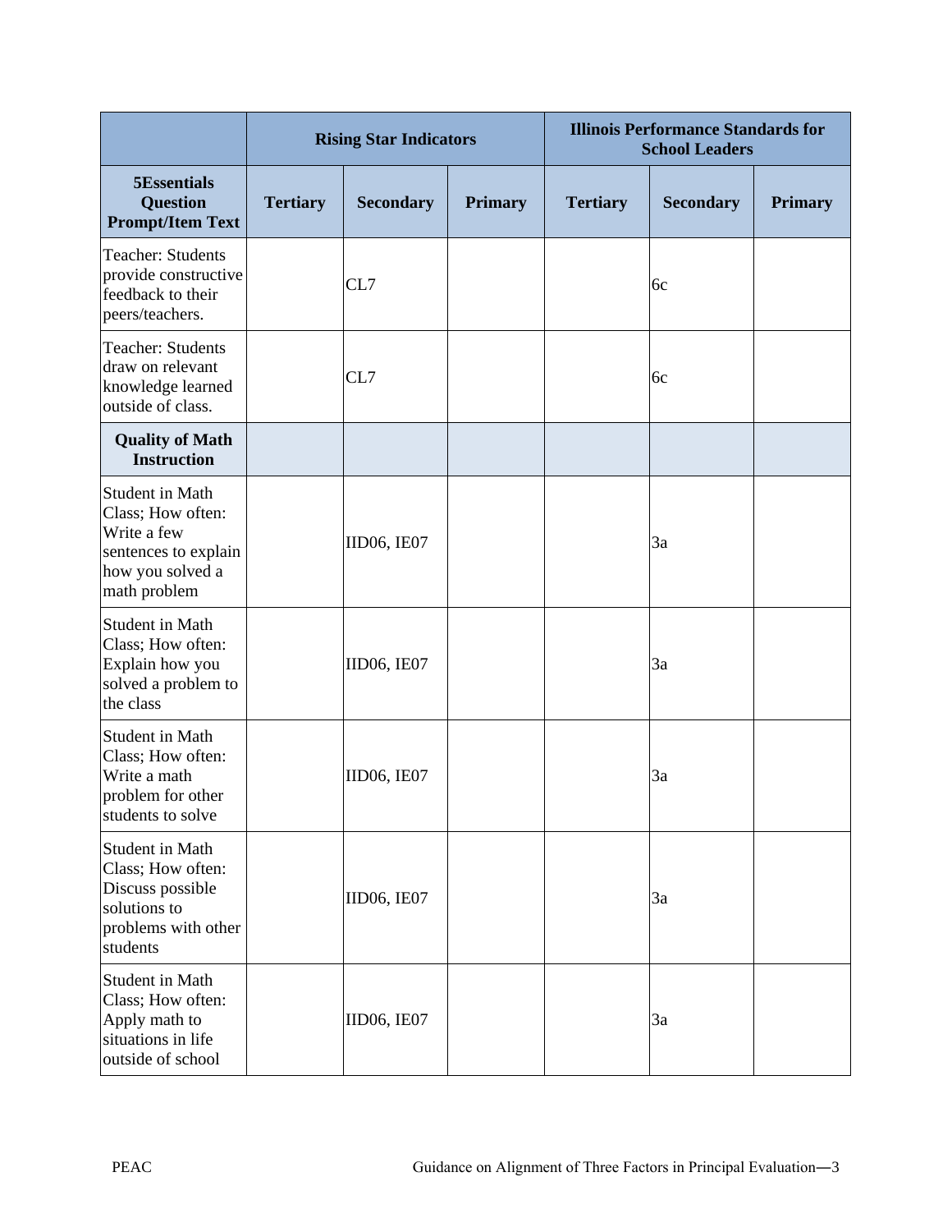| | Rising Star Indicators | | | Illinois Performance Standards for School Leaders | | |
|---|---|---|---|---|---|---|
| **5Essentials Question Prompt/Item Text** | **Tertiary** | **Secondary** | **Primary** | **Tertiary** | **Secondary** | **Primary** |
| Teacher: Students provide constructive feedback to their peers/teachers. | | CL7 | | | 6c | |
| Teacher: Students draw on relevant knowledge learned outside of class. | | CL7 | | | 6c | |
| **Quality of Math Instruction** | | | | | | |
| Student in Math Class; How often: Write a few sentences to explain how you solved a math problem | | IID06, IE07 | | | 3a | |
| Student in Math Class; How often: Explain how you solved a problem to the class | | IID06, IE07 | | | 3a | |
| Student in Math Class; How often: Write a math problem for other students to solve | | IID06, IE07 | | | 3a | |
| Student in Math Class; How often: Discuss possible solutions to problems with other students | | IID06, IE07 | | | 3a | |
| Student in Math Class; How often: Apply math to situations in life outside of school | | IID06, IE07 | | | 3a | |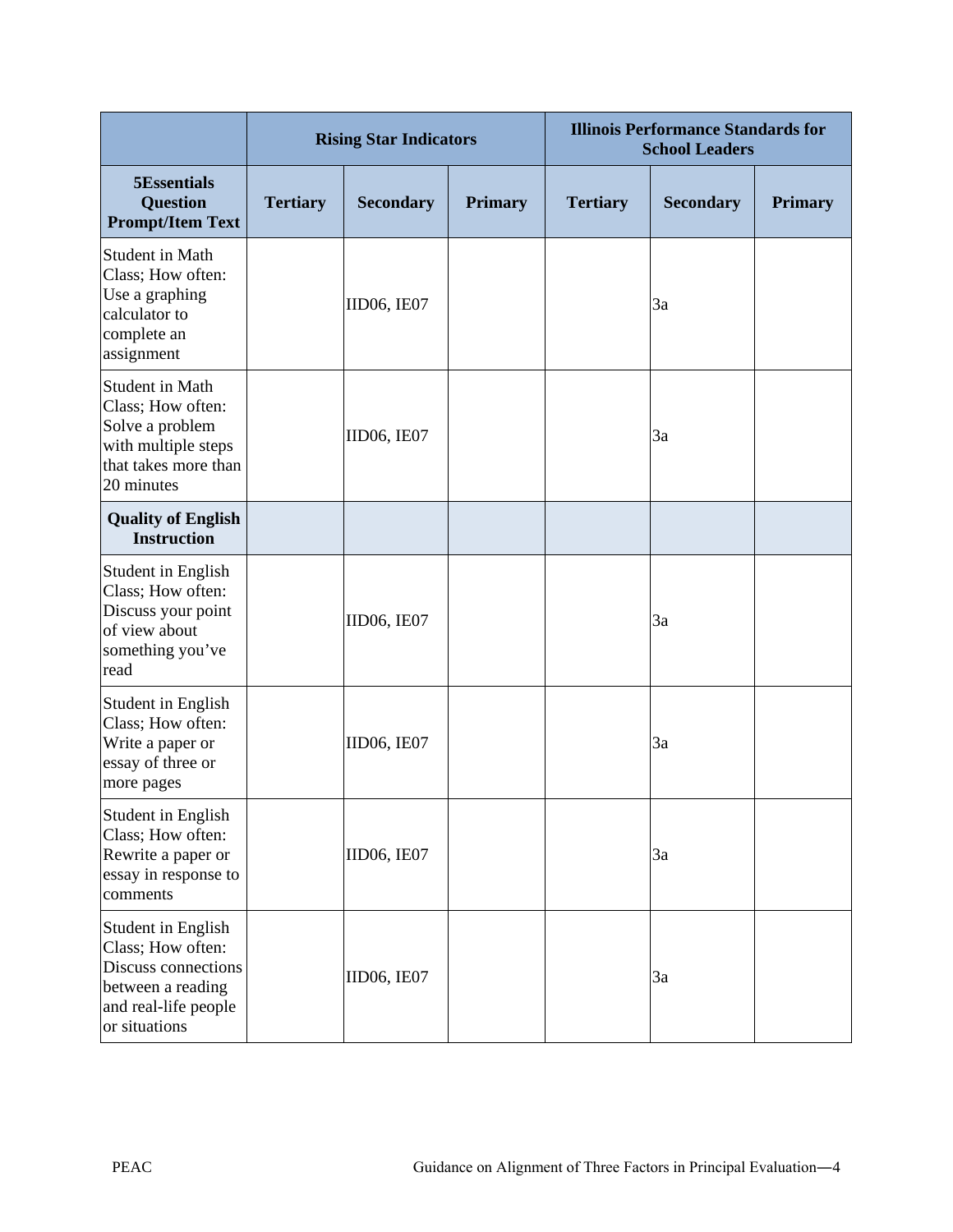| | Rising Star Indicators | | | Illinois Performance Standards for School Leaders | | |
|---|---|---|---|---|---|---|
| **5Essentials Question Prompt/Item Text** | **Tertiary** | **Secondary** | **Primary** | **Tertiary** | **Secondary** | **Primary** |
| Student in Math Class; How often: Use a graphing calculator to complete an assignment | | IID06, IE07 | | | 3a | |
| Student in Math Class; How often: Solve a problem with multiple steps that takes more than 20 minutes | | IID06, IE07 | | | 3a | |
| **Quality of English Instruction** | | | | | | |
| Student in English Class; How often: Discuss your point of view about something you've read | | IID06, IE07 | | | 3a | |
| Student in English Class; How often: Write a paper or essay of three or more pages | | IID06, IE07 | | | 3a | |
| Student in English Class; How often: Rewrite a paper or essay in response to comments | | IID06, IE07 | | | 3a | |
| Student in English Class; How often: Discuss connections between a reading and real-life people or situations | | IID06, IE07 | | | 3a | |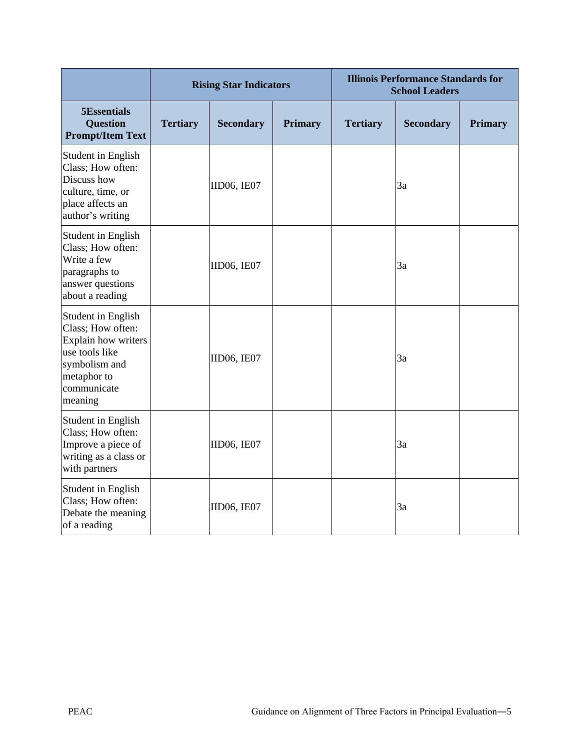| | Rising Star Indicators | | | Illinois Performance Standards for School Leaders | | |
|---|---|---|---|---|---|---|
| **5Essentials Question Prompt/Item Text** | **Tertiary** | **Secondary** | **Primary** | **Tertiary** | **Secondary** | **Primary** |
| Student in English Class; How often: Discuss how culture, time, or place affects an author's writing | | IID06, IE07 | | | 3a | |
| Student in English Class; How often: Write a few paragraphs to answer questions about a reading | | IID06, IE07 | | | 3a | |
| Student in English Class; How often: Explain how writers use tools like symbolism and metaphor to communicate meaning | | IID06, IE07 | | | 3a | |
| Student in English Class; How often: Improve a piece of writing as a class or with partners | | IID06, IE07 | | | 3a | |
| Student in English Class; How often: Debate the meaning of a reading | | IID06, IE07 | | | 3a | |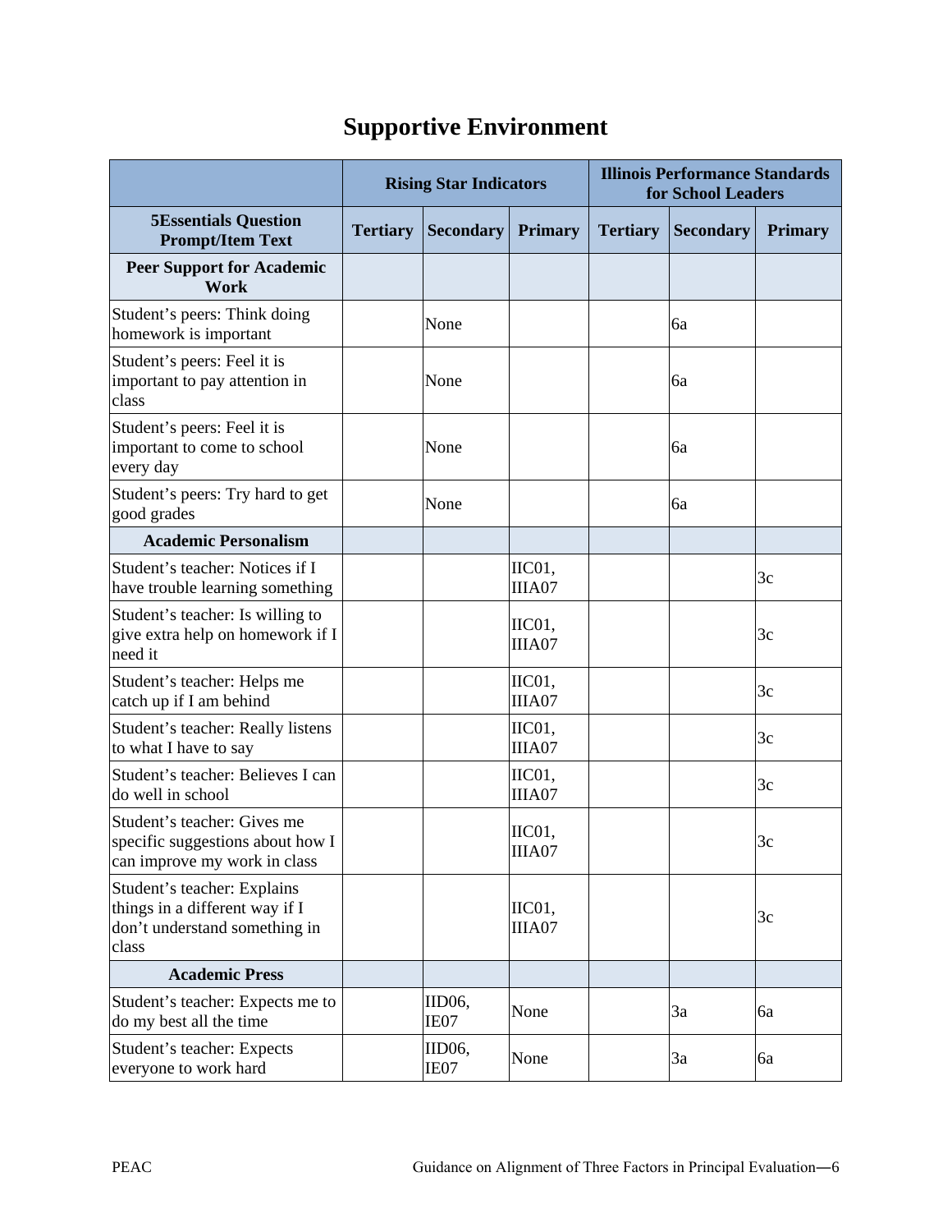# Supportive Environment

| | Rising Star Indicators | | | Illinois Performance Standards for School Leaders | | |
|---|---|---|---|---|---|---|
| **5Essentials Question Prompt/Item Text** | **Tertiary** | **Secondary** | **Primary** | **Tertiary** | **Secondary** | **Primary** |
| **Peer Support for Academic Work** | | | | | | |
| Student's peers: Think doing homework is important | | None | | | 6a | |
| Student's peers: Feel it is important to pay attention in class | | None | | | 6a | |
| Student's peers: Feel it is important to come to school every day | | None | | | 6a | |
| Student's peers: Try hard to get good grades | | None | | | 6a | |
| **Academic Personalism** | | | | | | |
| Student's teacher: Notices if I have trouble learning something | | | IIC01, IIIA07 | | | 3c |
| Student's teacher: Is willing to give extra help on homework if I need it | | | IIC01, IIIA07 | | | 3c |
| Student's teacher: Helps me catch up if I am behind | | | IIC01, IIIA07 | | | 3c |
| Student's teacher: Really listens to what I have to say | | | IIC01, IIIA07 | | | 3c |
| Student's teacher: Believes I can do well in school | | | IIC01, IIIA07 | | | 3c |
| Student's teacher: Gives me specific suggestions about how I can improve my work in class | | | IIC01, IIIA07 | | | 3c |
| Student's teacher: Explains things in a different way if I don't understand something in class | | | IIC01, IIIA07 | | | 3c |
| **Academic Press** | | | | | | |
| Student's teacher: Expects me to do my best all the time | | IID06, IE07 | None | | 3a | 6a |
| Student's teacher: Expects everyone to work hard | | IID06, IE07 | None | | 3a | 6a |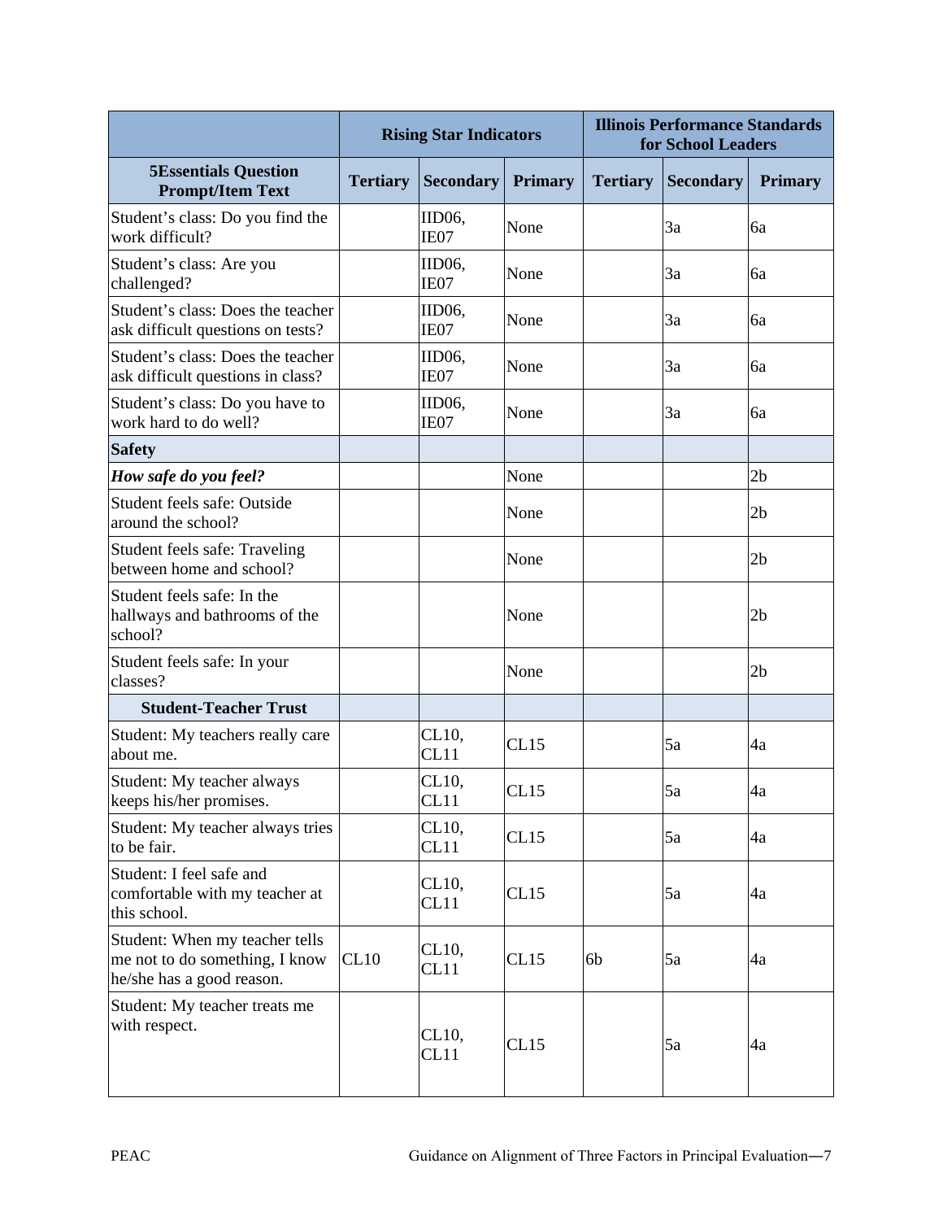| | Rising Star Indicators | | | Illinois Performance Standards for School Leaders | | |
|---|---|---|---|---|---|---|
| **5Essentials Question Prompt/Item Text** | **Tertiary** | **Secondary** | **Primary** | **Tertiary** | **Secondary** | **Primary** |
| Student's class: Do you find the work difficult? | | IID06, IE07 | None | | 3a | 6a |
| Student's class: Are you challenged? | | IID06, IE07 | None | | 3a | 6a |
| Student's class: Does the teacher ask difficult questions on tests? | | IID06, IE07 | None | | 3a | 6a |
| Student's class: Does the teacher ask difficult questions in class? | | IID06, IE07 | None | | 3a | 6a |
| Student's class: Do you have to work hard to do well? | | IID06, IE07 | None | | 3a | 6a |
| **Safety** | | | | | | |
| ***How safe do you feel?*** | | | None | | | 2b |
| Student feels safe: Outside around the school? | | | None | | | 2b |
| Student feels safe: Traveling between home and school? | | | None | | | 2b |
| Student feels safe: In the hallways and bathrooms of the school? | | | None | | | 2b |
| Student feels safe: In your classes? | | | None | | | 2b |
| **Student-Teacher Trust** | | | | | | |
| Student: My teachers really care about me. | | CL10, CL11 | CL15 | | 5a | 4a |
| Student: My teacher always keeps his/her promises. | | CL10, CL11 | CL15 | | 5a | 4a |
| Student: My teacher always tries to be fair. | | CL10, CL11 | CL15 | | 5a | 4a |
| Student: I feel safe and comfortable with my teacher at this school. | | CL10, CL11 | CL15 | | 5a | 4a |
| Student: When my teacher tells me not to do something, I know he/she has a good reason. | CL10 | CL10, CL11 | CL15 | 6b | 5a | 4a |
| Student: My teacher treats me with respect. | | CL10, CL11 | CL15 | | 5a | 4a |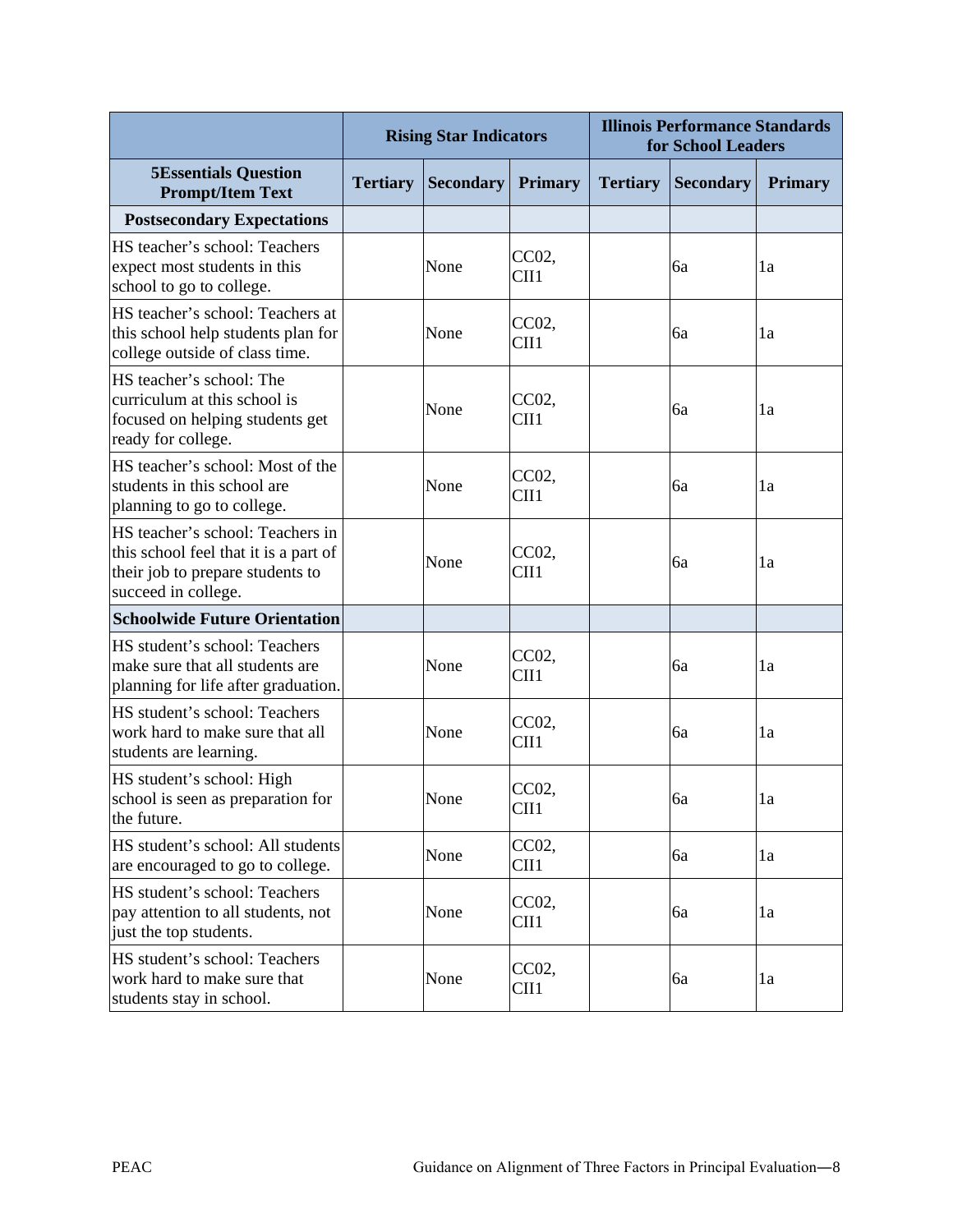| | Rising Star Indicators | | | Illinois Performance Standards for School Leaders | | |
|---|---|---|---|---|---|---|
| **5Essentials Question Prompt/Item Text** | **Tertiary** | **Secondary** | **Primary** | **Tertiary** | **Secondary** | **Primary** |
| **Postsecondary Expectations** | | | | | | |
| HS teacher's school: Teachers expect most students in this school to go to college. | | None | CC02, CII1 | | 6a | 1a |
| HS teacher's school: Teachers at this school help students plan for college outside of class time. | | None | CC02, CII1 | | 6a | 1a |
| HS teacher's school: The curriculum at this school is focused on helping students get ready for college. | | None | CC02, CII1 | | 6a | 1a |
| HS teacher's school: Most of the students in this school are planning to go to college. | | None | CC02, CII1 | | 6a | 1a |
| HS teacher's school: Teachers in this school feel that it is a part of their job to prepare students to succeed in college. | | None | CC02, CII1 | | 6a | 1a |
| **Schoolwide Future Orientation** | | | | | | |
| HS student's school: Teachers make sure that all students are planning for life after graduation. | | None | CC02, CII1 | | 6a | 1a |
| HS student's school: Teachers work hard to make sure that all students are learning. | | None | CC02, CII1 | | 6a | 1a |
| HS student's school: High school is seen as preparation for the future. | | None | CC02, CII1 | | 6a | 1a |
| HS student's school: All students are encouraged to go to college. | | None | CC02, CII1 | | 6a | 1a |
| HS student's school: Teachers pay attention to all students, not just the top students. | | None | CC02, CII1 | | 6a | 1a |
| HS student's school: Teachers work hard to make sure that students stay in school. | | None | CC02, CII1 | | 6a | 1a |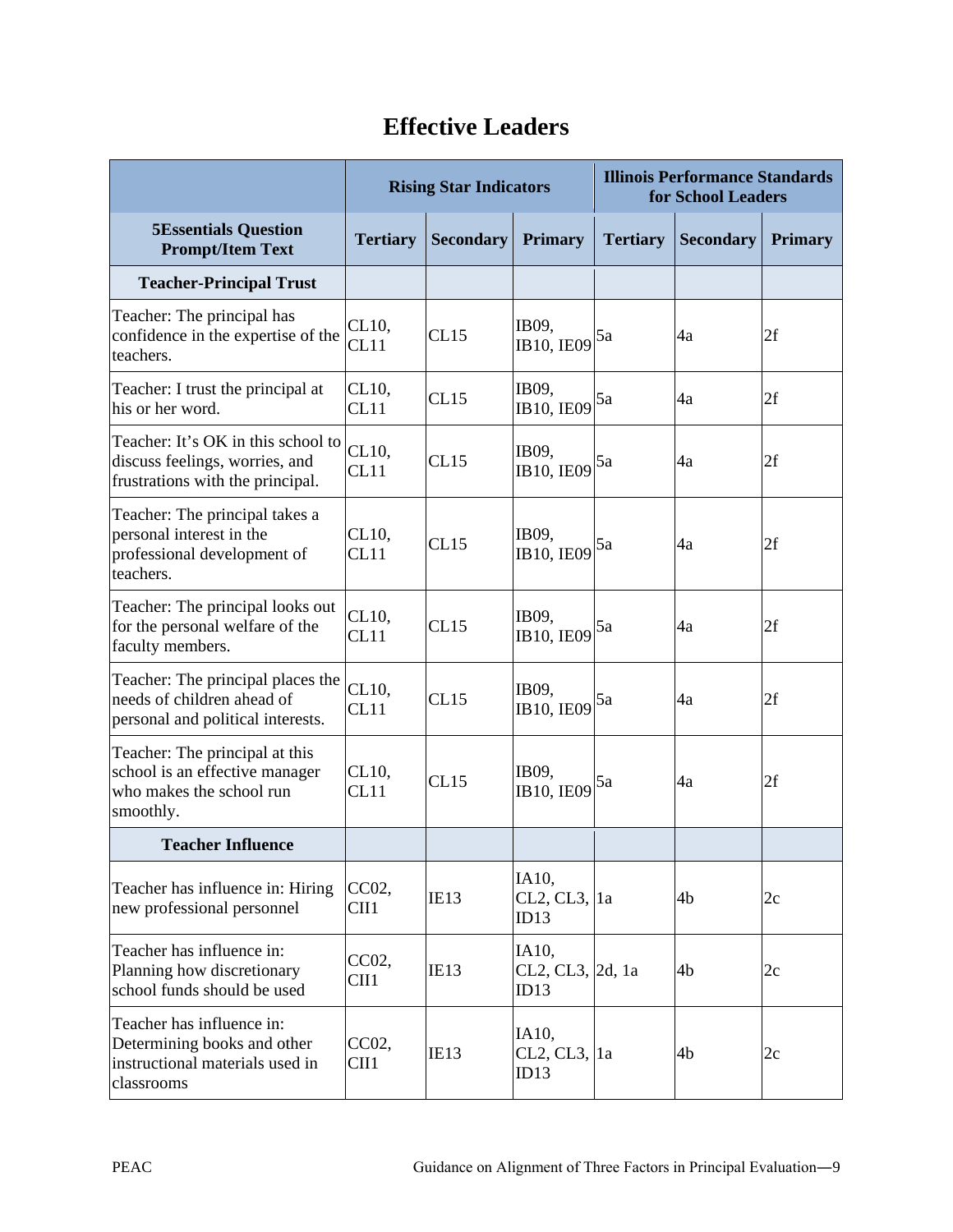# Effective Leaders

| | Rising Star Indicators | | | Illinois Performance Standards for School Leaders | | |
|---|---|---|---|---|---|---|
| **5Essentials Question Prompt/Item Text** | **Tertiary** | **Secondary** | **Primary** | **Tertiary** | **Secondary** | **Primary** |
| **Teacher-Principal Trust** | | | | | | |
| Teacher: The principal has confidence in the expertise of the teachers. | CL10, CL11 | CL15 | IB09, IB10, IE09 | 5a | 4a | 2f |
| Teacher: I trust the principal at his or her word. | CL10, CL11 | CL15 | IB09, IB10, IE09 | 5a | 4a | 2f |
| Teacher: It's OK in this school to discuss feelings, worries, and frustrations with the principal. | CL10, CL11 | CL15 | IB09, IB10, IE09 | 5a | 4a | 2f |
| Teacher: The principal takes a personal interest in the professional development of teachers. | CL10, CL11 | CL15 | IB09, IB10, IE09 | 5a | 4a | 2f |
| Teacher: The principal looks out for the personal welfare of the faculty members. | CL10, CL11 | CL15 | IB09, IB10, IE09 | 5a | 4a | 2f |
| Teacher: The principal places the needs of children ahead of personal and political interests. | CL10, CL11 | CL15 | IB09, IB10, IE09 | 5a | 4a | 2f |
| Teacher: The principal at this school is an effective manager who makes the school run smoothly. | CL10, CL11 | CL15 | IB09, IB10, IE09 | 5a | 4a | 2f |
| **Teacher Influence** | | | | | | |
| Teacher has influence in: Hiring new professional personnel | CC02, CII1 | IE13 | IA10, CL2, CL3, ID13 | 1a | 4b | 2c |
| Teacher has influence in: Planning how discretionary school funds should be used | CC02, CII1 | IE13 | IA10, CL2, CL3, ID13 | 2d, 1a | 4b | 2c |
| Teacher has influence in: Determining books and other instructional materials used in classrooms | CC02, CII1 | IE13 | IA10, CL2, CL3, ID13 | 1a | 4b | 2c |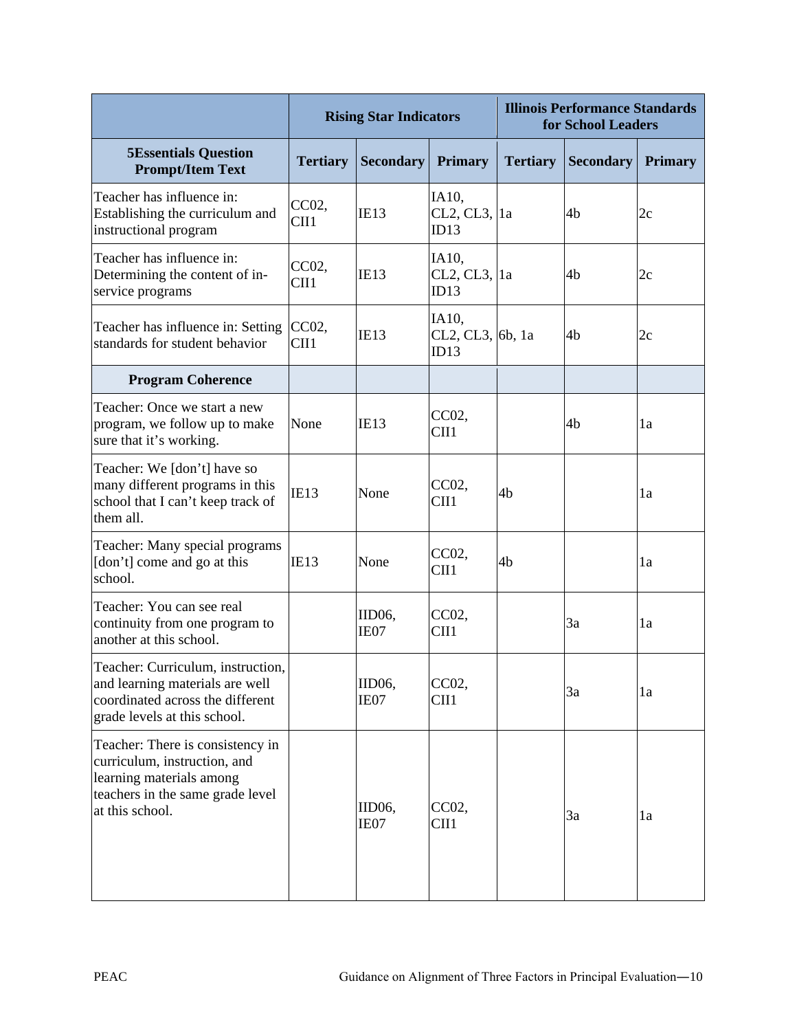| | Rising Star Indicators | | | Illinois Performance Standards for School Leaders | | |
|---|---|---|---|---|---|---|
| **5Essentials Question Prompt/Item Text** | **Tertiary** | **Secondary** | **Primary** | **Tertiary** | **Secondary** | **Primary** |
| Teacher has influence in: Establishing the curriculum and instructional program | CC02, CII1 | IE13 | IA10, CL2, CL3, ID13 | 1a | 4b | 2c |
| Teacher has influence in: Determining the content of in-service programs | CC02, CII1 | IE13 | IA10, CL2, CL3, ID13 | 1a | 4b | 2c |
| Teacher has influence in: Setting standards for student behavior | CC02, CII1 | IE13 | IA10, CL2, CL3, ID13 | 6b, 1a | 4b | 2c |
| **Program Coherence** | | | | | | |
| Teacher: Once we start a new program, we follow up to make sure that it's working. | None | IE13 | CC02, CII1 | | 4b | 1a |
| Teacher: We [don't] have so many different programs in this school that I can't keep track of them all. | IE13 | None | CC02, CII1 | 4b | | 1a |
| Teacher: Many special programs [don't] come and go at this school. | IE13 | None | CC02, CII1 | 4b | | 1a |
| Teacher: You can see real continuity from one program to another at this school. | | IID06, IE07 | CC02, CII1 | | 3a | 1a |
| Teacher: Curriculum, instruction, and learning materials are well coordinated across the different grade levels at this school. | | IID06, IE07 | CC02, CII1 | | 3a | 1a |
| Teacher: There is consistency in curriculum, instruction, and learning materials among teachers in the same grade level at this school. | | IID06, IE07 | CC02, CII1 | | 3a | 1a |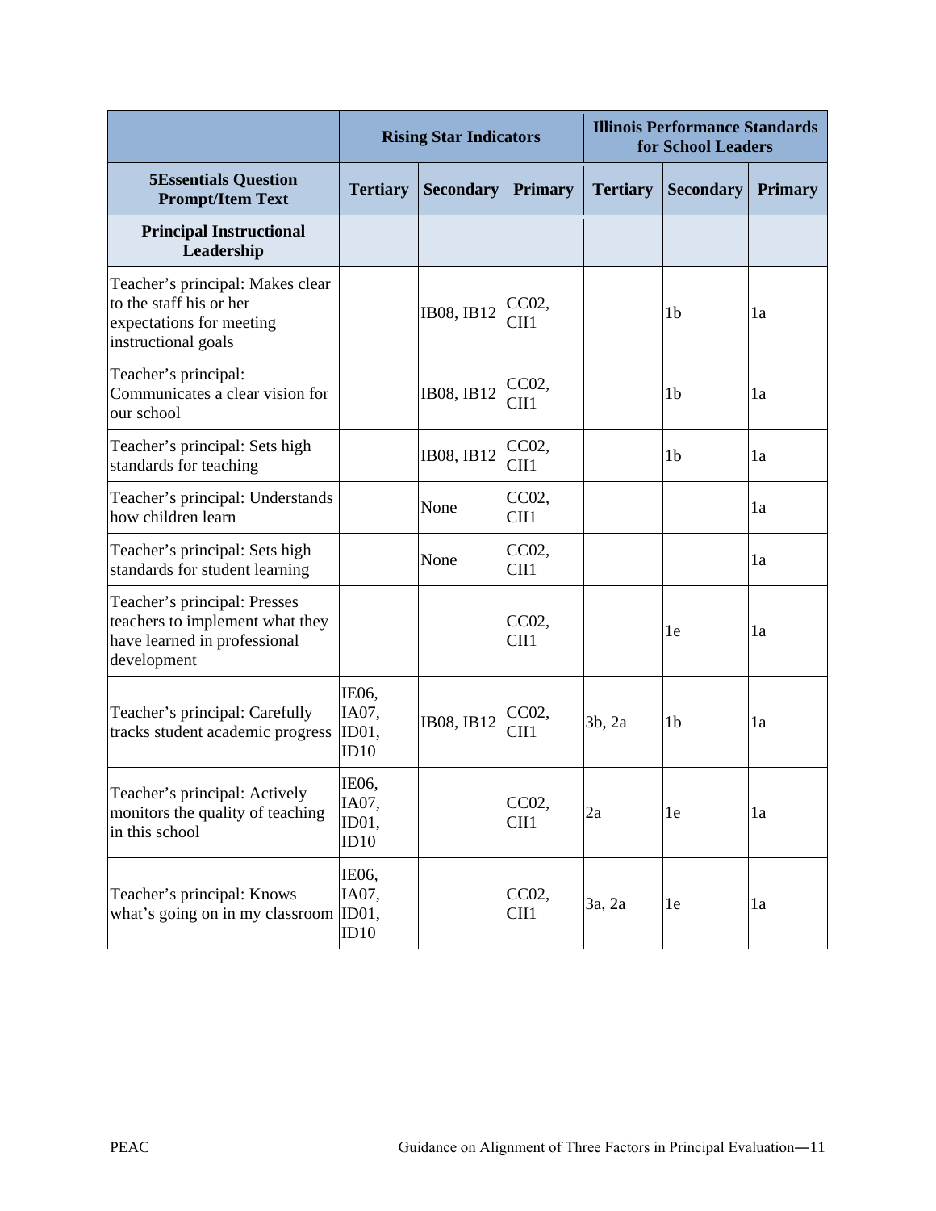| | Rising Star Indicators | | | Illinois Performance Standards for School Leaders | | |
|---|---|---|---|---|---|---|
| **5Essentials Question Prompt/Item Text** | **Tertiary** | **Secondary** | **Primary** | **Tertiary** | **Secondary** | **Primary** |
| **Principal Instructional Leadership** | | | | | | |
| Teacher's principal: Makes clear to the staff his or her expectations for meeting instructional goals | | IB08, IB12 | CC02, CII1 | | 1b | 1a |
| Teacher's principal: Communicates a clear vision for our school | | IB08, IB12 | CC02, CII1 | | 1b | 1a |
| Teacher's principal: Sets high standards for teaching | | IB08, IB12 | CC02, CII1 | | 1b | 1a |
| Teacher's principal: Understands how children learn | | None | CC02, CII1 | | | 1a |
| Teacher's principal: Sets high standards for student learning | | None | CC02, CII1 | | | 1a |
| Teacher's principal: Presses teachers to implement what they have learned in professional development | | | CC02, CII1 | | 1e | 1a |
| Teacher's principal: Carefully tracks student academic progress | IE06, IA07, ID01, ID10 | IB08, IB12 | CC02, CII1 | 3b, 2a | 1b | 1a |
| Teacher's principal: Actively monitors the quality of teaching in this school | IE06, IA07, ID01, ID10 | | CC02, CII1 | 2a | 1e | 1a |
| Teacher's principal: Knows what's going on in my classroom | IE06, IA07, ID01, ID10 | | CC02, CII1 | 3a, 2a | 1e | 1a |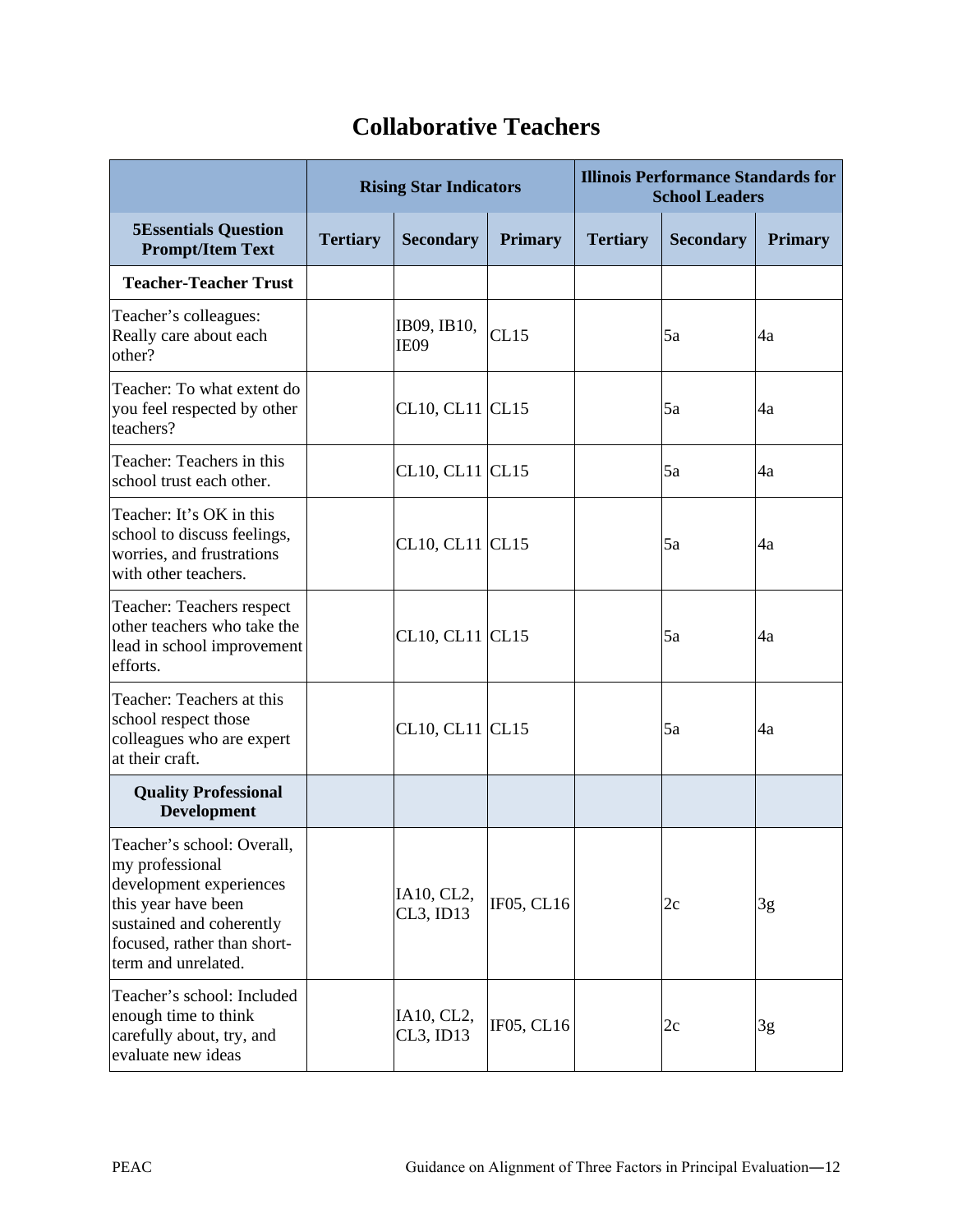# Collaborative Teachers

| | Rising Star Indicators | | | Illinois Performance Standards for School Leaders | | |
|---|---|---|---|---|---|---|
| **5Essentials Question Prompt/Item Text** | **Tertiary** | **Secondary** | **Primary** | **Tertiary** | **Secondary** | **Primary** |
| **Teacher-Teacher Trust** | | | | | | |
| Teacher's colleagues: Really care about each other? | | IB09, IB10, IE09 | CL15 | | 5a | 4a |
| Teacher: To what extent do you feel respected by other teachers? | | CL10, CL11 | CL15 | | 5a | 4a |
| Teacher: Teachers in this school trust each other. | | CL10, CL11 | CL15 | | 5a | 4a |
| Teacher: It's OK in this school to discuss feelings, worries, and frustrations with other teachers. | | CL10, CL11 | CL15 | | 5a | 4a |
| Teacher: Teachers respect other teachers who take the lead in school improvement efforts. | | CL10, CL11 | CL15 | | 5a | 4a |
| Teacher: Teachers at this school respect those colleagues who are expert at their craft. | | CL10, CL11 | CL15 | | 5a | 4a |
| **Quality Professional Development** | | | | | | |
| Teacher's school: Overall, my professional development experiences this year have been sustained and coherently focused, rather than short-term and unrelated. | | IA10, CL2, CL3, ID13 | IF05, CL16 | | 2c | 3g |
| Teacher's school: Included enough time to think carefully about, try, and evaluate new ideas | | IA10, CL2, CL3, ID13 | IF05, CL16 | | 2c | 3g |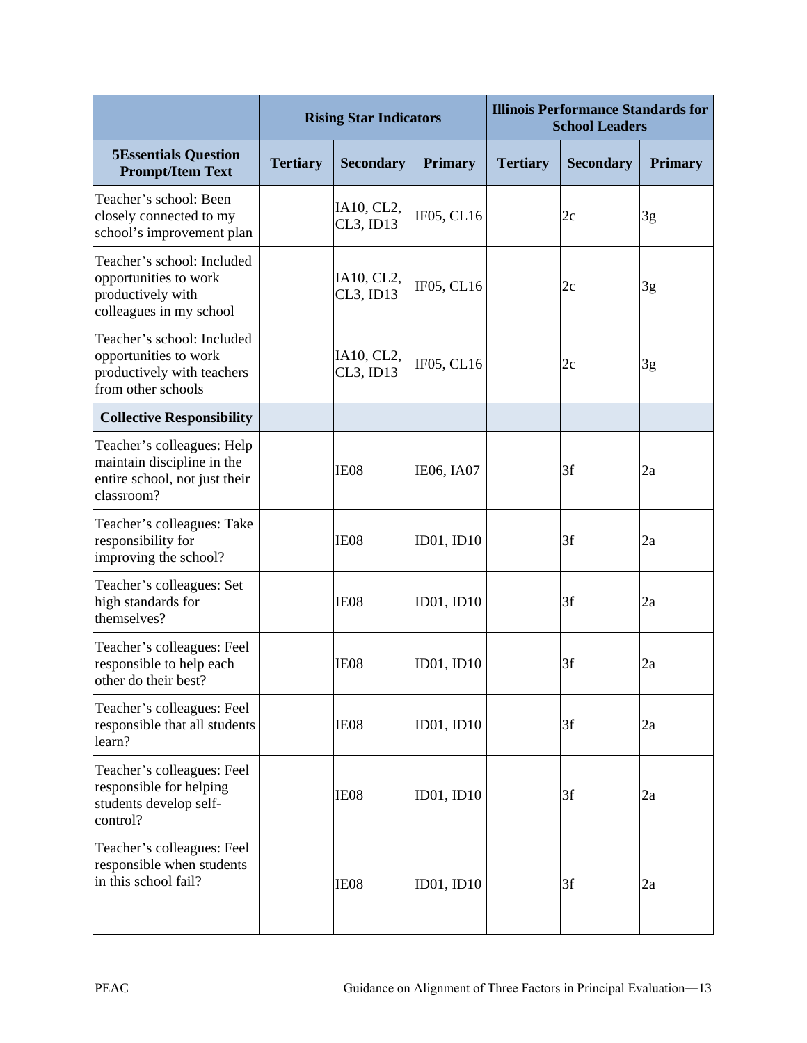| | Rising Star Indicators | | | Illinois Performance Standards for School Leaders | | |
|---|---|---|---|---|---|---|
| **5Essentials Question Prompt/Item Text** | **Tertiary** | **Secondary** | **Primary** | **Tertiary** | **Secondary** | **Primary** |
| Teacher's school: Been closely connected to my school's improvement plan | | IA10, CL2, CL3, ID13 | IF05, CL16 | | 2c | 3g |
| Teacher's school: Included opportunities to work productively with colleagues in my school | | IA10, CL2, CL3, ID13 | IF05, CL16 | | 2c | 3g |
| Teacher's school: Included opportunities to work productively with teachers from other schools | | IA10, CL2, CL3, ID13 | IF05, CL16 | | 2c | 3g |
| **Collective Responsibility** | | | | | | |
| Teacher's colleagues: Help maintain discipline in the entire school, not just their classroom? | | IE08 | IE06, IA07 | | 3f | 2a |
| Teacher's colleagues: Take responsibility for improving the school? | | IE08 | ID01, ID10 | | 3f | 2a |
| Teacher's colleagues: Set high standards for themselves? | | IE08 | ID01, ID10 | | 3f | 2a |
| Teacher's colleagues: Feel responsible to help each other do their best? | | IE08 | ID01, ID10 | | 3f | 2a |
| Teacher's colleagues: Feel responsible that all students learn? | | IE08 | ID01, ID10 | | 3f | 2a |
| Teacher's colleagues: Feel responsible for helping students develop self-control? | | IE08 | ID01, ID10 | | 3f | 2a |
| Teacher's colleagues: Feel responsible when students in this school fail? | | IE08 | ID01, ID10 | | 3f | 2a |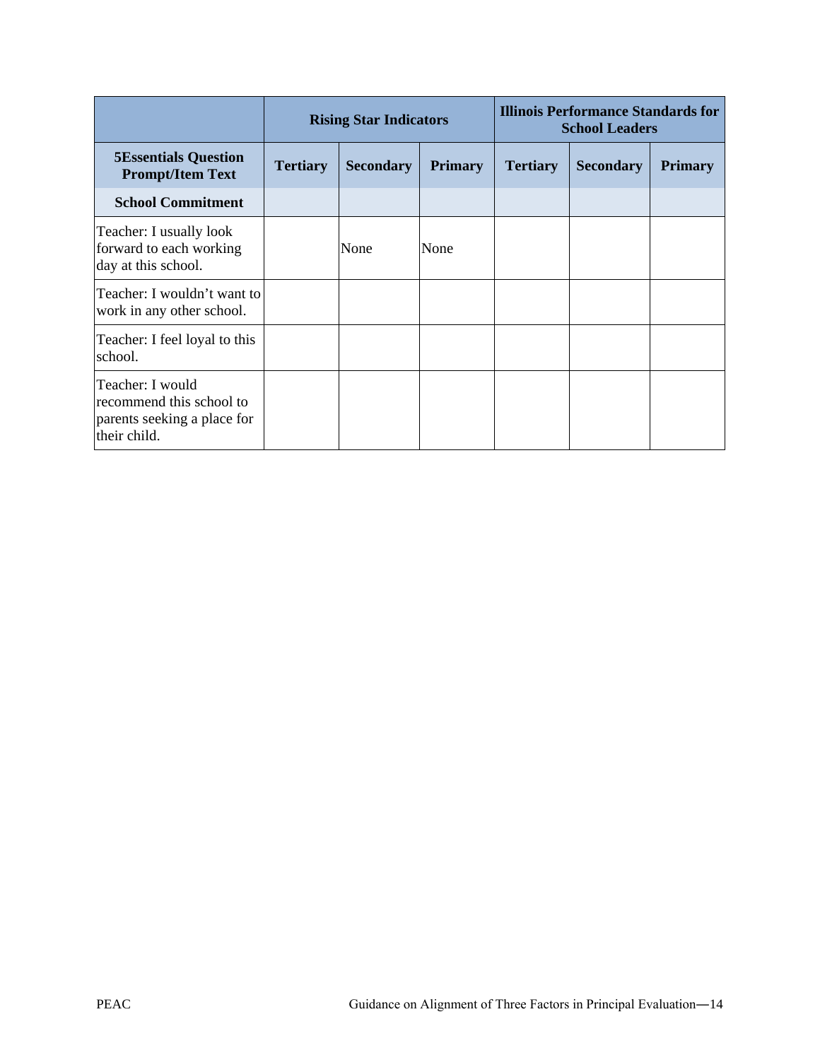| | Rising Star Indicators | | | Illinois Performance Standards for School Leaders | | |
|---|---|---|---|---|---|---|
| **5Essentials Question Prompt/Item Text** | **Tertiary** | **Secondary** | **Primary** | **Tertiary** | **Secondary** | **Primary** |
| **School Commitment** | | | | | | |
| Teacher: I usually look forward to each working day at this school. | | None | None | | | |
| Teacher: I wouldn't want to work in any other school. | | | | | | |
| Teacher: I feel loyal to this school. | | | | | | |
| Teacher: I would recommend this school to parents seeking a place for their child. | | | | | | |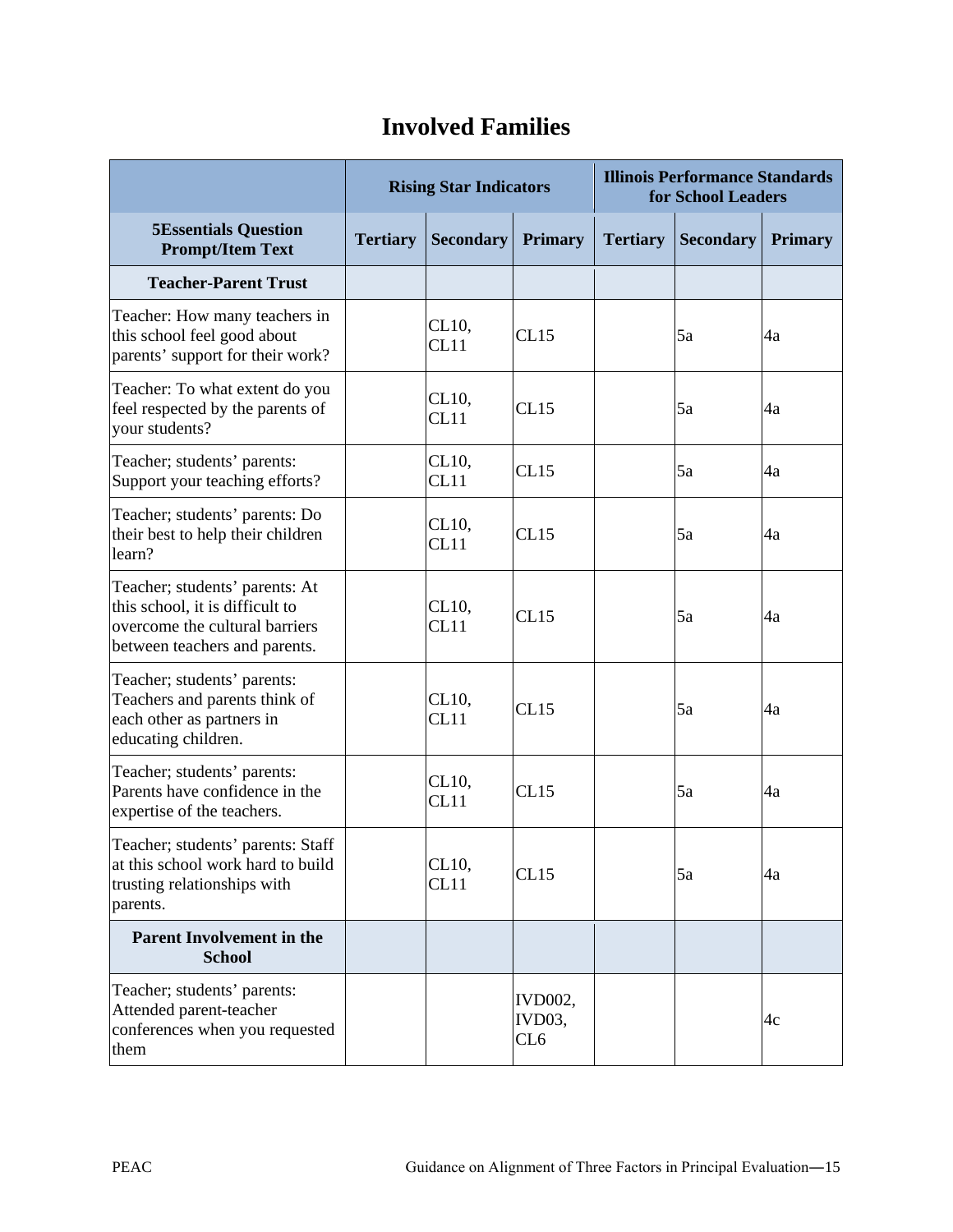# Involved Families

| | Rising Star Indicators | | | Illinois Performance Standards for School Leaders | | |
|---|---|---|---|---|---|---|
| **5Essentials Question Prompt/Item Text** | **Tertiary** | **Secondary** | **Primary** | **Tertiary** | **Secondary** | **Primary** |
| **Teacher-Parent Trust** | | | | | | |
| Teacher: How many teachers in this school feel good about parents' support for their work? | | CL10, CL11 | CL15 | | 5a | 4a |
| Teacher: To what extent do you feel respected by the parents of your students? | | CL10, CL11 | CL15 | | 5a | 4a |
| Teacher; students' parents: Support your teaching efforts? | | CL10, CL11 | CL15 | | 5a | 4a |
| Teacher; students' parents: Do their best to help their children learn? | | CL10, CL11 | CL15 | | 5a | 4a |
| Teacher; students' parents: At this school, it is difficult to overcome the cultural barriers between teachers and parents. | | CL10, CL11 | CL15 | | 5a | 4a |
| Teacher; students' parents: Teachers and parents think of each other as partners in educating children. | | CL10, CL11 | CL15 | | 5a | 4a |
| Teacher; students' parents: Parents have confidence in the expertise of the teachers. | | CL10, CL11 | CL15 | | 5a | 4a |
| Teacher; students' parents: Staff at this school work hard to build trusting relationships with parents. | | CL10, CL11 | CL15 | | 5a | 4a |
| **Parent Involvement in the School** | | | | | | |
| Teacher; students' parents: Attended parent-teacher conferences when you requested them | | | IVD002, IVD03, CL6 | | | 4c |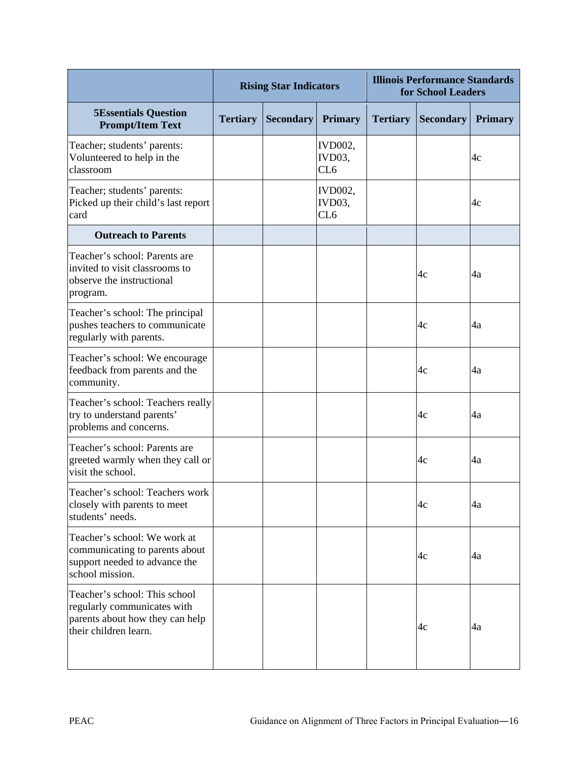| | Rising Star Indicators | | | Illinois Performance Standards for School Leaders | | |
|---|---|---|---|---|---|---|
| **5Essentials Question Prompt/Item Text** | **Tertiary** | **Secondary** | **Primary** | **Tertiary** | **Secondary** | **Primary** |
| Teacher; students' parents: Volunteered to help in the classroom | | | IVD002, IVD03, CL6 | | | 4c |
| Teacher; students' parents: Picked up their child's last report card | | | IVD002, IVD03, CL6 | | | 4c |
| **Outreach to Parents** | | | | | | |
| Teacher's school: Parents are invited to visit classrooms to observe the instructional program. | | | | | 4c | 4a |
| Teacher's school: The principal pushes teachers to communicate regularly with parents. | | | | | 4c | 4a |
| Teacher's school: We encourage feedback from parents and the community. | | | | | 4c | 4a |
| Teacher's school: Teachers really try to understand parents' problems and concerns. | | | | | 4c | 4a |
| Teacher's school: Parents are greeted warmly when they call or visit the school. | | | | | 4c | 4a |
| Teacher's school: Teachers work closely with parents to meet students' needs. | | | | | 4c | 4a |
| Teacher's school: We work at communicating to parents about support needed to advance the school mission. | | | | | 4c | 4a |
| Teacher's school: This school regularly communicates with parents about how they can help their children learn. | | | | | 4c | 4a |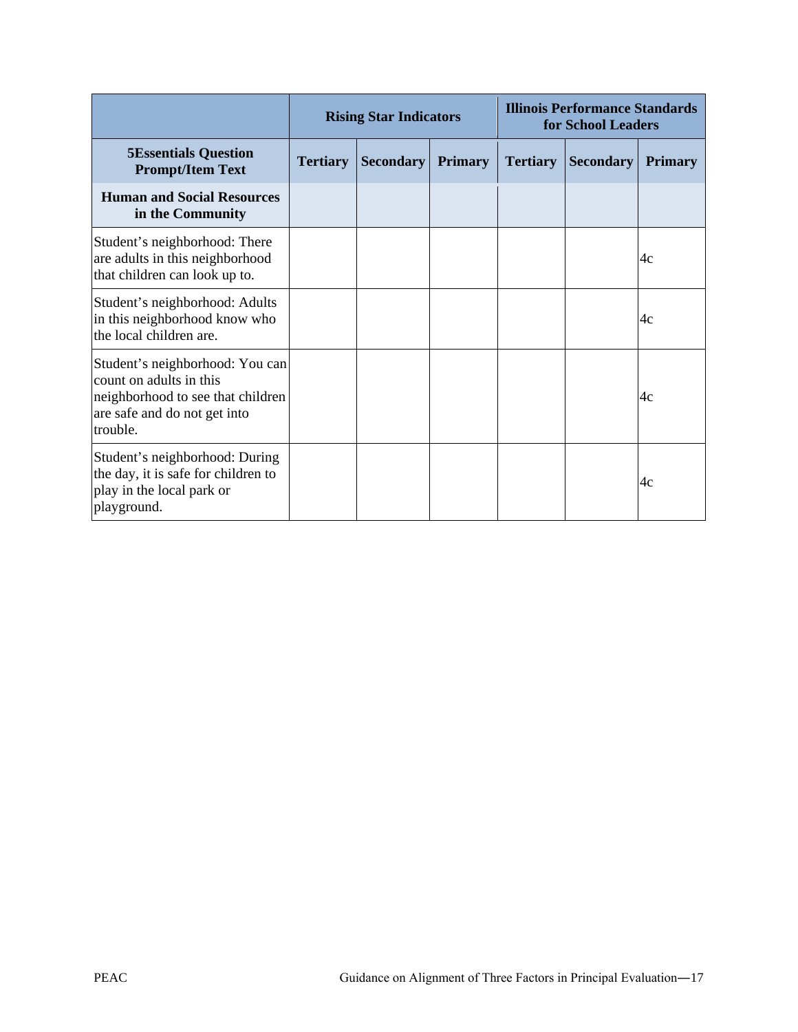| | Rising Star Indicators | | | Illinois Performance Standards for School Leaders | | |
|---|---|---|---|---|---|---|
| **5Essentials Question Prompt/Item Text** | **Tertiary** | **Secondary** | **Primary** | **Tertiary** | **Secondary** | **Primary** |
| **Human and Social Resources in the Community** | | | | | | |
| Student's neighborhood: There are adults in this neighborhood that children can look up to. | | | | | | 4c |
| Student's neighborhood: Adults in this neighborhood know who the local children are. | | | | | | 4c |
| Student's neighborhood: You can count on adults in this neighborhood to see that children are safe and do not get into trouble. | | | | | | 4c |
| Student's neighborhood: During the day, it is safe for children to play in the local park or playground. | | | | | | 4c |